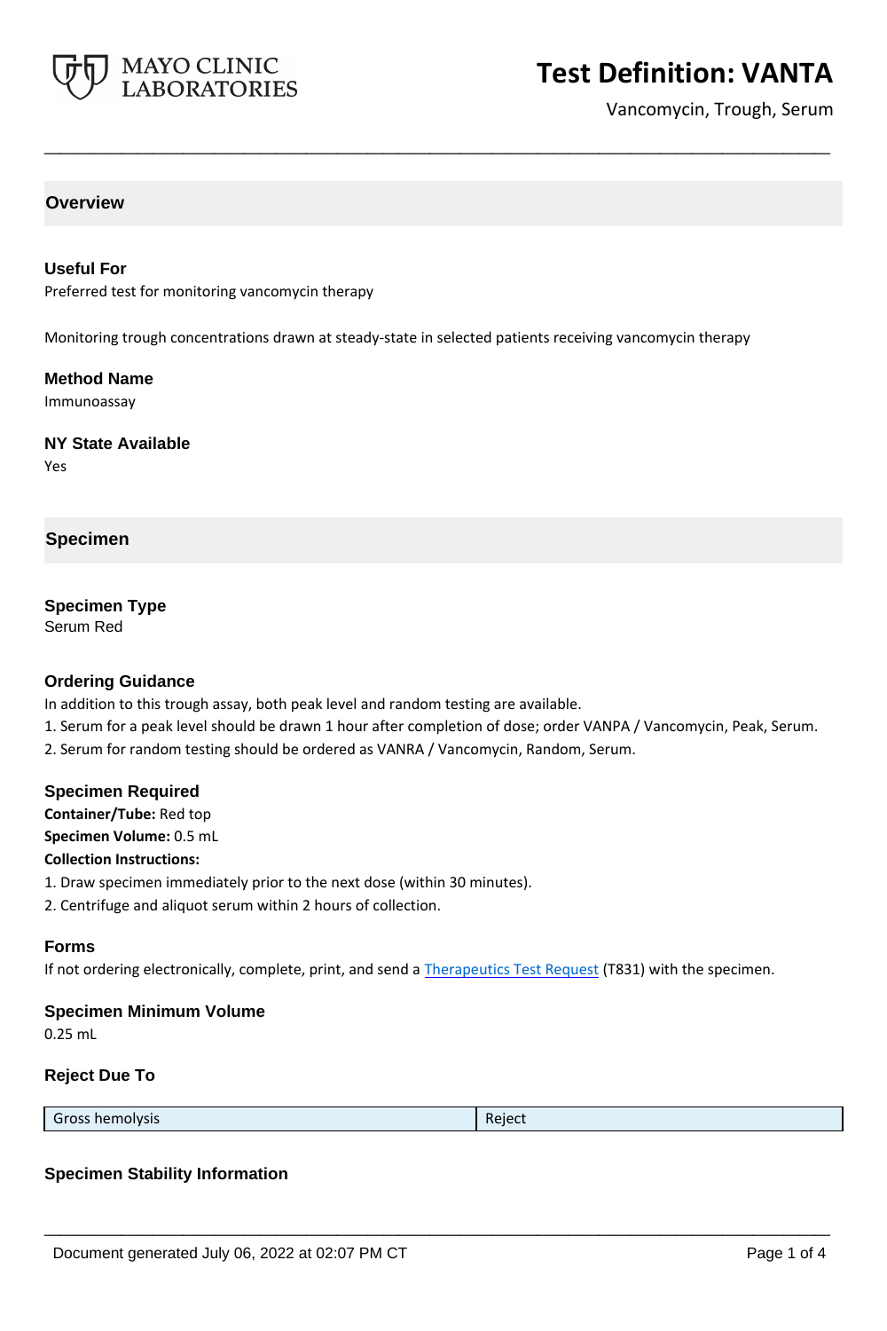# Test Definition: VANTA

Vancomycin, Trough, Serum

## Overview

### Useful For

Preferred test for monitoring vancomycin therapy

Monitoring trough concentrations drawn at steady-state in selected patients receiving vancomycin therapy

### Method Name

Immunoassay

### NY State Available

Yes

## Specimen

### Specimen Type

Serum Red

### Ordering Guidance

In addition to this trough assay, both peak level and random testing are available.

1. Serum for a peak level should be drawn 1 hour after completion of dose; order VANPA / Vancomycin, Peak, Serum.
2. Serum for random testing should be ordered as VANRA / Vancomycin, Random, Serum.

### Specimen Required

**Container/Tube:** Red top

**Specimen Volume:** 0.5 mL

**Collection Instructions:**

1. Draw specimen immediately prior to the next dose (within 30 minutes).
2. Centrifuge and aliquot serum within 2 hours of collection.

### Forms

If not ordering electronically, complete, print, and send a Therapeutics Test Request (T831) with the specimen.

### Specimen Minimum Volume

0.25 mL

### Reject Due To

| Gross hemolysis | Reject |
|---|---|

### Specimen Stability Information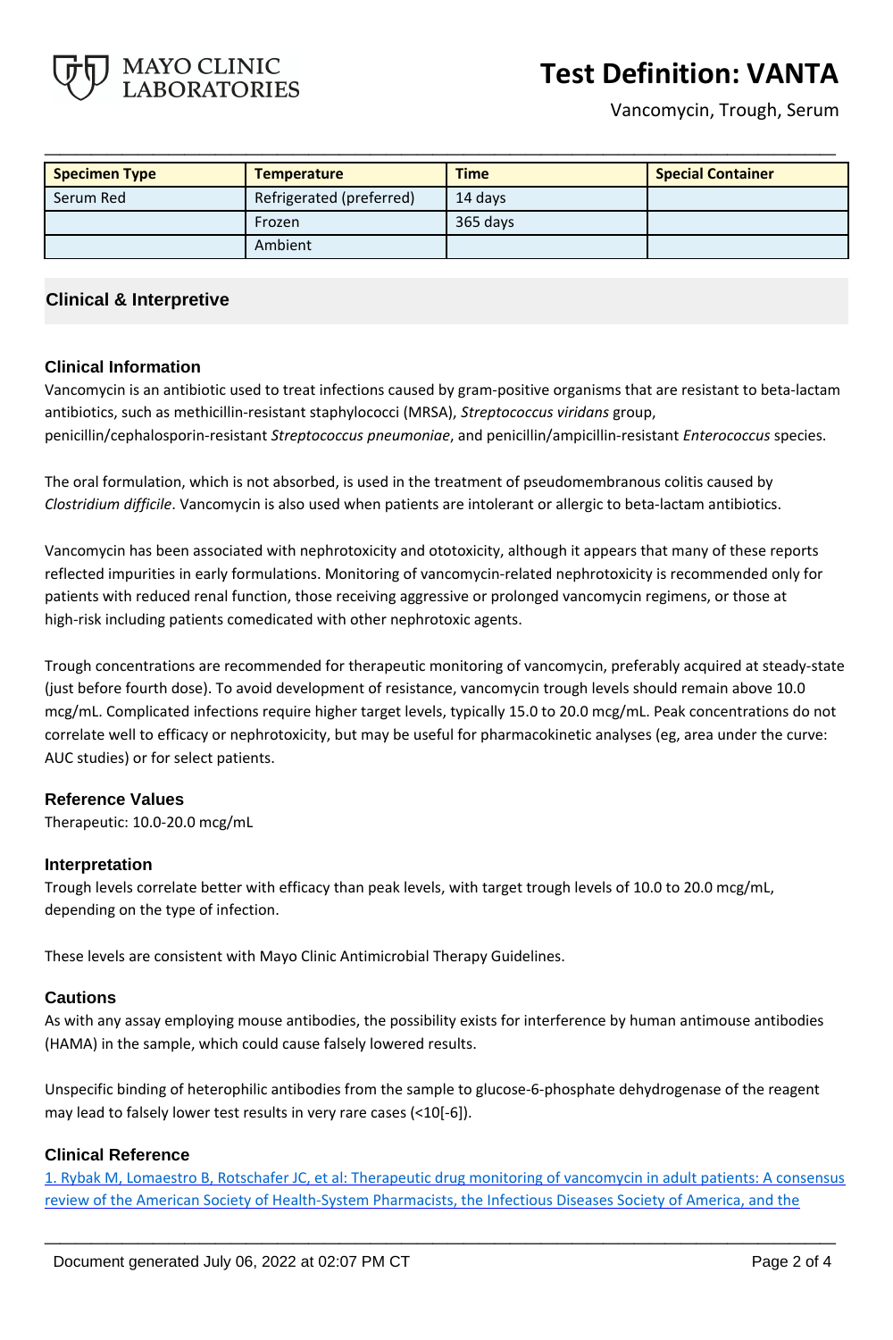| Specimen Type | Temperature | Time | Special Container |
| --- | --- | --- | --- |
| Serum Red | Refrigerated (preferred) | 14 days | |
| | Frozen | 365 days | |
| | Ambient | | |

## Clinical & Interpretive

### Clinical Information

Vancomycin is an antibiotic used to treat infections caused by gram-positive organisms that are resistant to beta-lactam antibiotics, such as methicillin-resistant staphylococci (MRSA), *Streptococcus viridans* group, penicillin/cephalosporin-resistant *Streptococcus pneumoniae*, and penicillin/ampicillin-resistant *Enterococcus* species.

The oral formulation, which is not absorbed, is used in the treatment of pseudomembranous colitis caused by *Clostridium difficile*. Vancomycin is also used when patients are intolerant or allergic to beta-lactam antibiotics.

Vancomycin has been associated with nephrotoxicity and ototoxicity, although it appears that many of these reports reflected impurities in early formulations. Monitoring of vancomycin-related nephrotoxicity is recommended only for patients with reduced renal function, those receiving aggressive or prolonged vancomycin regimens, or those at high-risk including patients comedicated with other nephrotoxic agents.

Trough concentrations are recommended for therapeutic monitoring of vancomycin, preferably acquired at steady-state (just before fourth dose). To avoid development of resistance, vancomycin trough levels should remain above 10.0 mcg/mL. Complicated infections require higher target levels, typically 15.0 to 20.0 mcg/mL. Peak concentrations do not correlate well to efficacy or nephrotoxicity, but may be useful for pharmacokinetic analyses (eg, area under the curve: AUC studies) or for select patients.

### Reference Values

Therapeutic: 10.0-20.0 mcg/mL

### Interpretation

Trough levels correlate better with efficacy than peak levels, with target trough levels of 10.0 to 20.0 mcg/mL, depending on the type of infection.

These levels are consistent with Mayo Clinic Antimicrobial Therapy Guidelines.

### Cautions

As with any assay employing mouse antibodies, the possibility exists for interference by human antimouse antibodies (HAMA) in the sample, which could cause falsely lowered results.

Unspecific binding of heterophilic antibodies from the sample to glucose-6-phosphate dehydrogenase of the reagent may lead to falsely lower test results in very rare cases ($<10^{-6}$).

### Clinical Reference

1. Rybak M, Lomaestro B, Rotschafer JC, et al: Therapeutic drug monitoring of vancomycin in adult patients: A consensus review of the American Society of Health-System Pharmacists, the Infectious Diseases Society of America, and the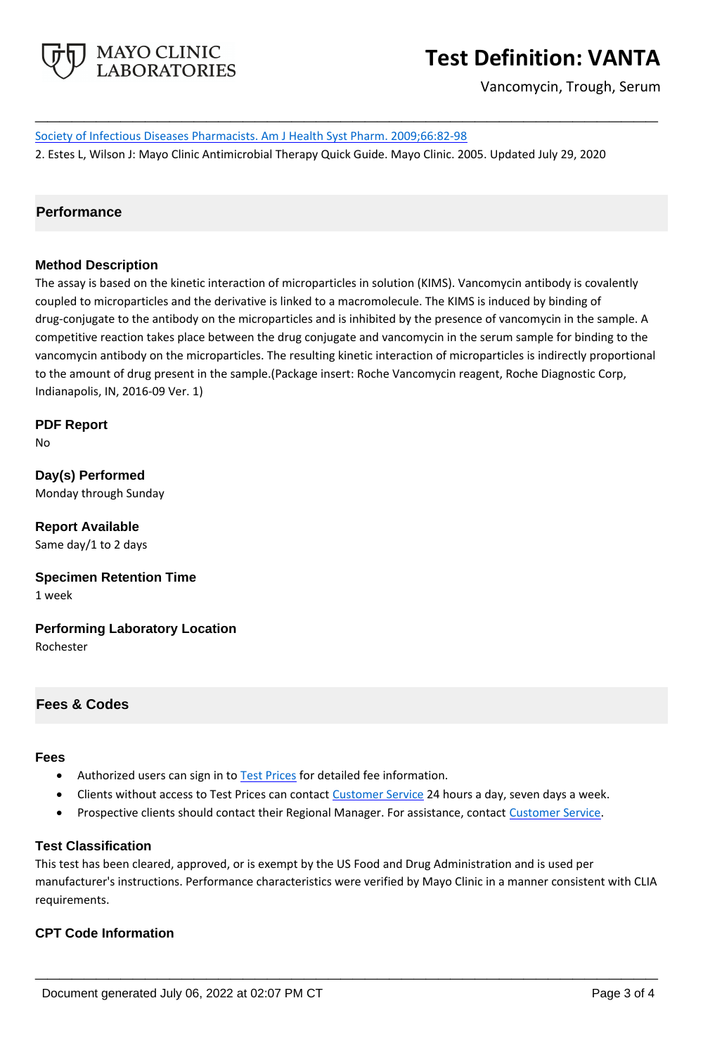Society of Infectious Diseases Pharmacists. Am J Health Syst Pharm. 2009;66:82-98

2. Estes L, Wilson J: Mayo Clinic Antimicrobial Therapy Quick Guide. Mayo Clinic. 2005. Updated July 29, 2020

## Performance

### Method Description

The assay is based on the kinetic interaction of microparticles in solution (KIMS). Vancomycin antibody is covalently coupled to microparticles and the derivative is linked to a macromolecule. The KIMS is induced by binding of drug-conjugate to the antibody on the microparticles and is inhibited by the presence of vancomycin in the sample. A competitive reaction takes place between the drug conjugate and vancomycin in the serum sample for binding to the vancomycin antibody on the microparticles. The resulting kinetic interaction of microparticles is indirectly proportional to the amount of drug present in the sample.(Package insert: Roche Vancomycin reagent, Roche Diagnostic Corp, Indianapolis, IN, 2016-09 Ver. 1)

### PDF Report

No

### Day(s) Performed

Monday through Sunday

### Report Available

Same day/1 to 2 days

### Specimen Retention Time

1 week

### Performing Laboratory Location

Rochester

## Fees & Codes

### Fees

- Authorized users can sign in to Test Prices for detailed fee information.
- Clients without access to Test Prices can contact Customer Service 24 hours a day, seven days a week.
- Prospective clients should contact their Regional Manager. For assistance, contact Customer Service.

### Test Classification

This test has been cleared, approved, or is exempt by the US Food and Drug Administration and is used per manufacturer's instructions. Performance characteristics were verified by Mayo Clinic in a manner consistent with CLIA requirements.

### CPT Code Information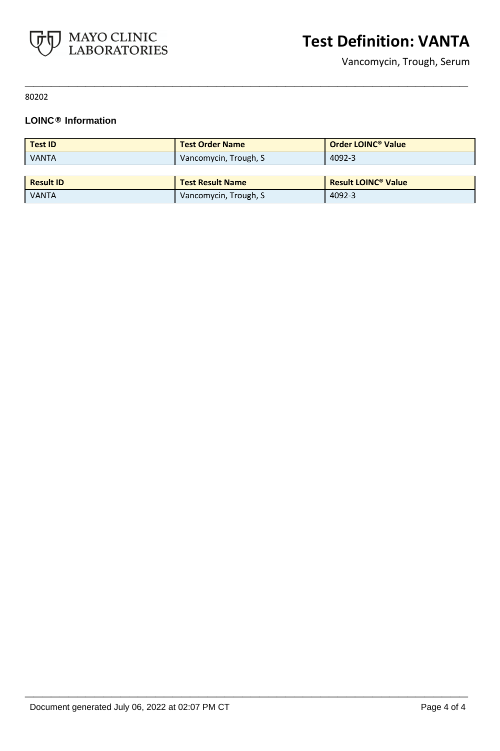80202

**LOINC® Information**

| Test ID | Test Order Name | Order LOINC® Value |
|---|---|---|
| VANTA | Vancomycin, Trough, S | 4092-3 |

| Result ID | Test Result Name | Result LOINC® Value |
|---|---|---|
| VANTA | Vancomycin, Trough, S | 4092-3 |